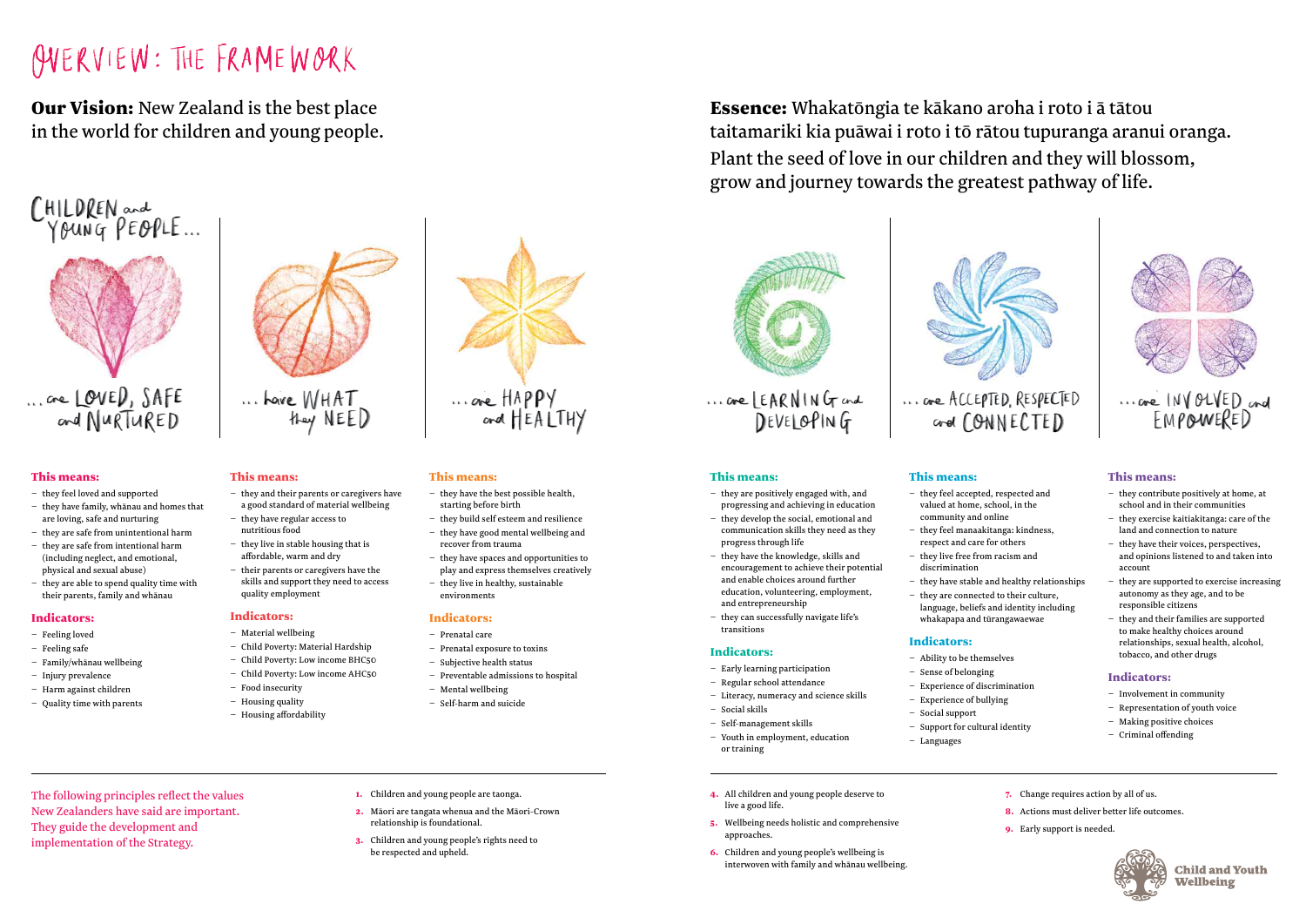# OVERVIEW: THE FRAMEWORK

**Our Vision:** New Zealand is the best place in the world for children and young people.

**Essence:** Whakatōngia te kākano aroha i roto i ā tātou taitamariki kia puāwai i roto i tō rātou tupuranga aranui oranga.
Plant the seed of love in our children and they will blossom, grow and journey towards the greatest pathway of life.

## CHILDREN and YOUNG PEOPLE...

### ... are LOVED, SAFE and NURTURED

**This means:**

- they feel loved and supported
- they have family, whānau and homes that are loving, safe and nurturing
- they are safe from unintentional harm
- they are safe from intentional harm (including neglect, and emotional, physical and sexual abuse)
- they are able to spend quality time with their parents, family and whānau

**Indicators:**

- Feeling loved
- Feeling safe
- Family/whānau wellbeing
- Injury prevalence
- Harm against children
- Quality time with parents

### ... have WHAT they NEED

**This means:**

- they and their parents or caregivers have a good standard of material wellbeing
- they have regular access to nutritious food
- they live in stable housing that is affordable, warm and dry
- their parents or caregivers have the skills and support they need to access quality employment

**Indicators:**

- Material wellbeing
- Child Poverty: Material Hardship
- Child Poverty: Low income BHC50
- Child Poverty: Low income AHC50
- Food insecurity
- Housing quality
- Housing affordability

### ... are HAPPY and HEALTHY

**This means:**

- they have the best possible health, starting before birth
- they build self esteem and resilience
- they have good mental wellbeing and recover from trauma
- they have spaces and opportunities to play and express themselves creatively
- they live in healthy, sustainable environments

**Indicators:**

- Prenatal care
- Prenatal exposure to toxins
- Subjective health status
- Preventable admissions to hospital
- Mental wellbeing
- Self-harm and suicide

### ... are LEARNING and DEVELOPING

**This means:**

- they are positively engaged with, and progressing and achieving in education
- they develop the social, emotional and communication skills they need as they progress through life
- they have the knowledge, skills and encouragement to achieve their potential and enable choices around further education, volunteering, employment, and entrepreneurship
- they can successfully navigate life's transitions

**Indicators:**

- Early learning participation
- Regular school attendance
- Literacy, numeracy and science skills
- Social skills
- Self-management skills
- Youth in employment, education or training

### ... are ACCEPTED, RESPECTED and CONNECTED

**This means:**

- they feel accepted, respected and valued at home, school, in the community and online
- they feel manaakitanga: kindness, respect and care for others
- they live free from racism and discrimination
- they have stable and healthy relationships
- they are connected to their culture, language, beliefs and identity including whakapapa and tūrangawaewae

**Indicators:**

- Ability to be themselves
- Sense of belonging
- Experience of discrimination
- Experience of bullying
- Social support
- Support for cultural identity
- Languages

### ... are INVOLVED and EMPOWERED

**This means:**

- they contribute positively at home, at school and in their communities
- they exercise kaitiakitanga: care of the land and connection to nature
- they have their voices, perspectives, and opinions listened to and taken into account
- they are supported to exercise increasing autonomy as they age, and to be responsible citizens
- they and their families are supported to make healthy choices around relationships, sexual health, alcohol, tobacco, and other drugs

**Indicators:**

- Involvement in community
- Representation of youth voice
- Making positive choices
- Criminal offending

---

The following principles reflect the values New Zealanders have said are important. They guide the development and implementation of the Strategy.

1. Children and young people are taonga.
2. Māori are tangata whenua and the Māori-Crown relationship is foundational.
3. Children and young people's rights need to be respected and upheld.
4. All children and young people deserve to live a good life.
5. Wellbeing needs holistic and comprehensive approaches.
6. Children and young people's wellbeing is interwoven with family and whānau wellbeing.
7. Change requires action by all of us.
8. Actions must deliver better life outcomes.
9. Early support is needed.

Child and Youth Wellbeing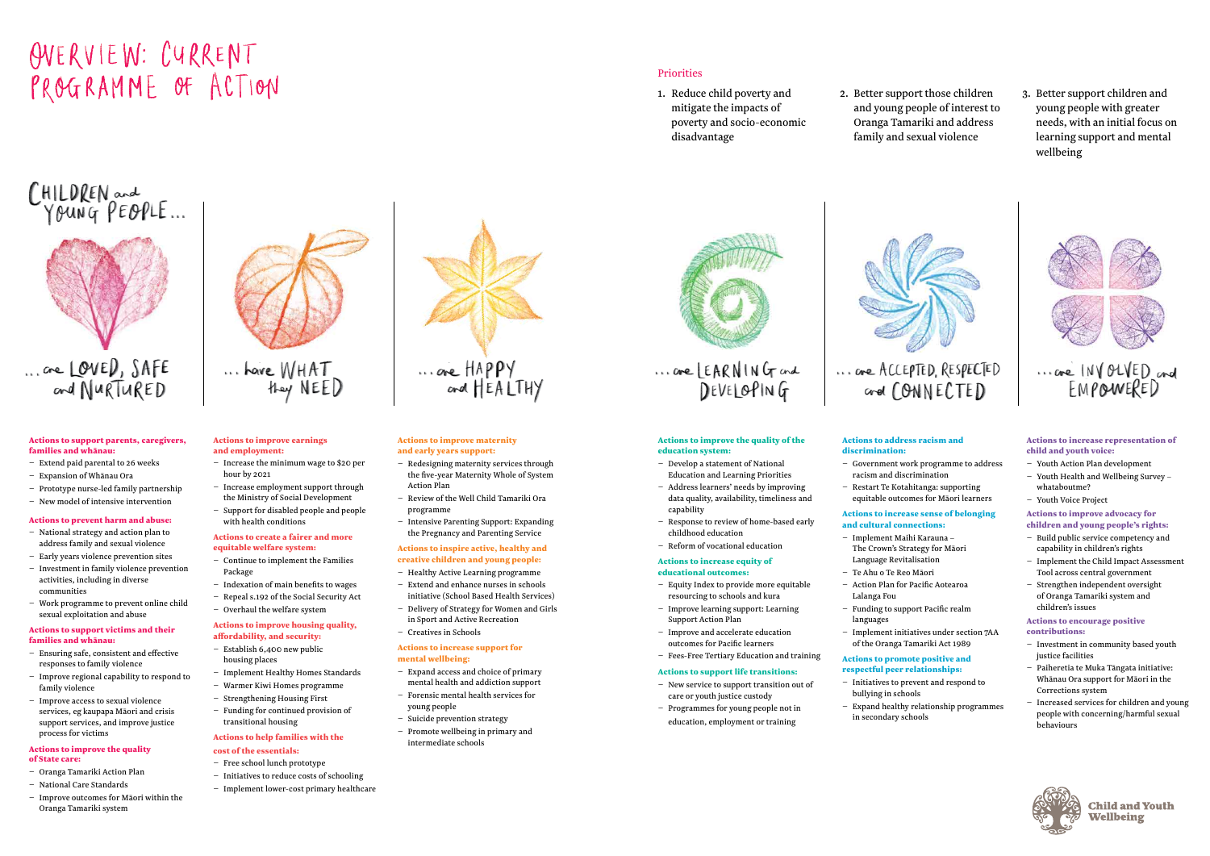# OVERVIEW: CURRENT PROGRAMME OF ACTION

## Priorities

1. Reduce child poverty and mitigate the impacts of poverty and socio-economic disadvantage
2. Better support those children and young people of interest to Oranga Tamariki and address family and sexual violence
3. Better support children and young people with greater needs, with an initial focus on learning support and mental wellbeing

## CHILDREN and YOUNG PEOPLE...

### ...are LOVED, SAFE and NURTURED

**Actions to support parents, caregivers, families and whānau:**

- Extend paid parental to 26 weeks
- Expansion of Whānau Ora
- Prototype nurse-led family partnership
- New model of intensive intervention

**Actions to prevent harm and abuse:**

- National strategy and action plan to address family and sexual violence
- Early years violence prevention sites
- Investment in family violence prevention activities, including in diverse communities
- Work programme to prevent online child sexual exploitation and abuse

**Actions to support victims and their families and whānau:**

- Ensuring safe, consistent and effective responses to family violence
- Improve regional capability to respond to family violence
- Improve access to sexual violence services, eg kaupapa Māori and crisis support services, and improve justice process for victims

**Actions to improve the quality of State care:**

- Oranga Tamariki Action Plan
- National Care Standards
- Improve outcomes for Māori within the Oranga Tamariki system

### ...have WHAT they NEED

**Actions to improve earnings and employment:**

- Increase the minimum wage to $20 per hour by 2021
- Increase employment support through the Ministry of Social Development
- Support for disabled people and people with health conditions

**Actions to create a fairer and more equitable welfare system:**

- Continue to implement the Families Package
- Indexation of main benefits to wages
- Repeal s.192 of the Social Security Act
- Overhaul the welfare system

**Actions to improve housing quality, affordability, and security:**

- Establish 6,400 new public housing places
- Implement Healthy Homes Standards
- Warmer Kiwi Homes programme
- Strengthening Housing First
- Funding for continued provision of transitional housing

**Actions to help families with the cost of the essentials:**

- Free school lunch prototype
- Initiatives to reduce costs of schooling
- Implement lower-cost primary healthcare

### ...are HAPPY and HEALTHY

**Actions to improve maternity and early years support:**

- Redesigning maternity services through the five-year Maternity Whole of System Action Plan
- Review of the Well Child Tamariki Ora programme
- Intensive Parenting Support: Expanding the Pregnancy and Parenting Service

**Actions to inspire active, healthy and creative children and young people:**

- Healthy Active Learning programme
- Extend and enhance nurses in schools initiative (School Based Health Services)
- Delivery of Strategy for Women and Girls in Sport and Active Recreation
- Creatives in Schools

**Actions to increase support for mental wellbeing:**

- Expand access and choice of primary mental health and addiction support
- Forensic mental health services for young people
- Suicide prevention strategy
- Promote wellbeing in primary and intermediate schools

### ...are LEARNING and DEVELOPING

**Actions to improve the quality of the education system:**

- Develop a statement of National Education and Learning Priorities
- Address learners' needs by improving data quality, availability, timeliness and capability
- Response to review of home-based early childhood education
- Reform of vocational education

**Actions to increase equity of educational outcomes:**

- Equity Index to provide more equitable resourcing to schools and kura
- Improve learning support: Learning Support Action Plan
- Improve and accelerate education outcomes for Pacific learners
- Fees-Free Tertiary Education and training

**Actions to support life transitions:**

- New service to support transition out of care or youth justice custody
- Programmes for young people not in education, employment or training

### ...are ACCEPTED, RESPECTED and CONNECTED

**Actions to address racism and discrimination:**

- Government work programme to address racism and discrimination
- Restart Te Kotahitanga: supporting equitable outcomes for Māori learners

**Actions to increase sense of belonging and cultural connections:**

- Implement Maihi Karauna – The Crown's Strategy for Māori Language Revitalisation
- Te Ahu o Te Reo Māori
- Action Plan for Pacific Aotearoa Lalanga Fou
- Funding to support Pacific realm languages
- Implement initiatives under section 7AA of the Oranga Tamariki Act 1989

**Actions to promote positive and respectful peer relationships:**

- Initiatives to prevent and respond to bullying in schools
- Expand healthy relationship programmes in secondary schools

### ...are INVOLVED and EMPOWERED

**Actions to increase representation of child and youth voice:**

- Youth Action Plan development
- Youth Health and Wellbeing Survey – whataboutme?
- Youth Voice Project

**Actions to improve advocacy for children and young people's rights:**

- Build public service competency and capability in children's rights
- Implement the Child Impact Assessment Tool across central government
- Strengthen independent oversight of Oranga Tamariki system and children's issues

**Actions to encourage positive contributions:**

- Investment in community based youth justice facilities
- Paiheretia te Muka Tāngata initiative: Whānau Ora support for Māori in the Corrections system
- Increased services for children and young people with concerning/harmful sexual behaviours

Child and Youth Wellbeing